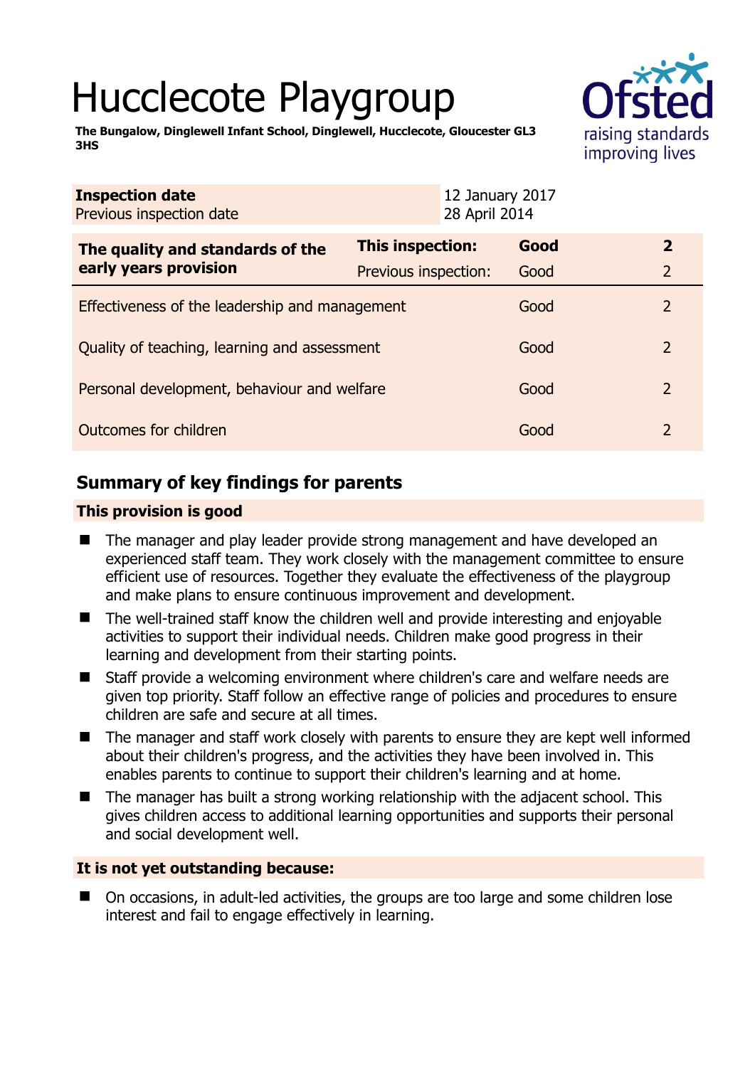# Hucclecote Playgroup

**The Bungalow, Dinglewell Infant School, Dinglewell, Hucclecote, Gloucester GL3 3HS**

| | |
|---|---|
| **Inspection date** | 12 January 2017 |
| Previous inspection date | 28 April 2014 |

| **The quality and standards of the early years provision** | **This inspection:** | **Good** | **2** |
|---|---|---|---|
| | Previous inspection: | Good | 2 |
| Effectiveness of the leadership and management | | Good | 2 |
| Quality of teaching, learning and assessment | | Good | 2 |
| Personal development, behaviour and welfare | | Good | 2 |
| Outcomes for children | | Good | 2 |

## Summary of key findings for parents

**This provision is good**

- The manager and play leader provide strong management and have developed an experienced staff team. They work closely with the management committee to ensure efficient use of resources. Together they evaluate the effectiveness of the playgroup and make plans to ensure continuous improvement and development.
- The well-trained staff know the children well and provide interesting and enjoyable activities to support their individual needs. Children make good progress in their learning and development from their starting points.
- Staff provide a welcoming environment where children's care and welfare needs are given top priority. Staff follow an effective range of policies and procedures to ensure children are safe and secure at all times.
- The manager and staff work closely with parents to ensure they are kept well informed about their children's progress, and the activities they have been involved in. This enables parents to continue to support their children's learning and at home.
- The manager has built a strong working relationship with the adjacent school. This gives children access to additional learning opportunities and supports their personal and social development well.

**It is not yet outstanding because:**

- On occasions, in adult-led activities, the groups are too large and some children lose interest and fail to engage effectively in learning.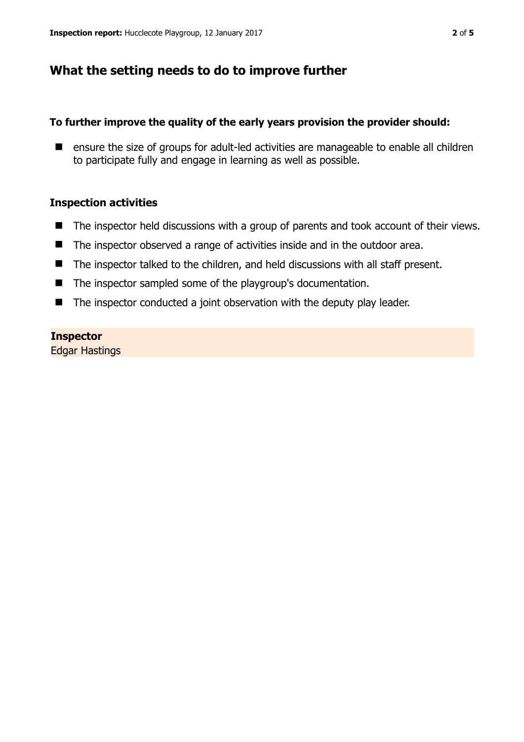## What the setting needs to do to improve further

**To further improve the quality of the early years provision the provider should:**

- ensure the size of groups for adult-led activities are manageable to enable all children to participate fully and engage in learning as well as possible.

### Inspection activities

- The inspector held discussions with a group of parents and took account of their views.
- The inspector observed a range of activities inside and in the outdoor area.
- The inspector talked to the children, and held discussions with all staff present.
- The inspector sampled some of the playgroup's documentation.
- The inspector conducted a joint observation with the deputy play leader.

**Inspector**
Edgar Hastings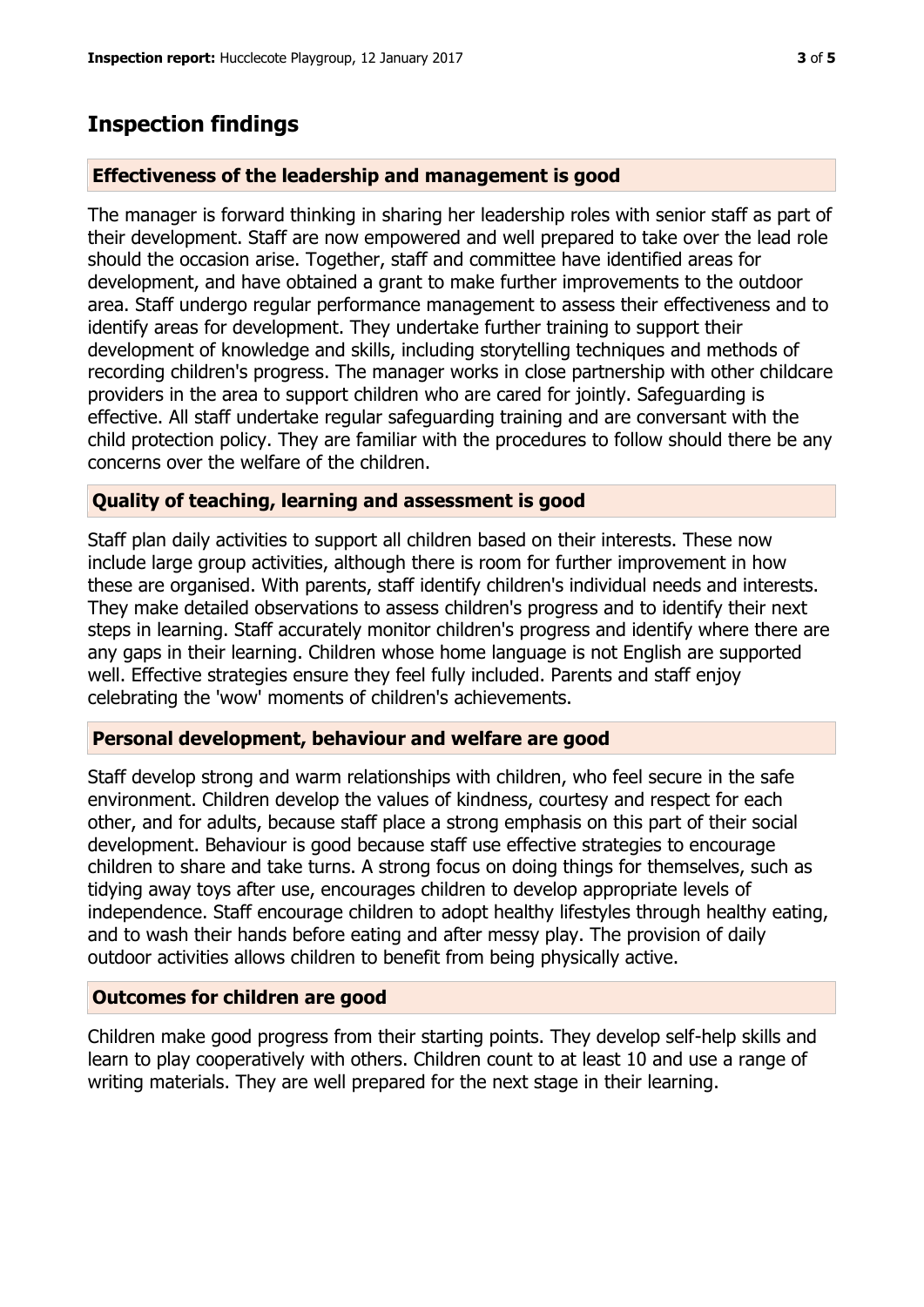## Inspection findings

### Effectiveness of the leadership and management is good

The manager is forward thinking in sharing her leadership roles with senior staff as part of their development. Staff are now empowered and well prepared to take over the lead role should the occasion arise. Together, staff and committee have identified areas for development, and have obtained a grant to make further improvements to the outdoor area. Staff undergo regular performance management to assess their effectiveness and to identify areas for development. They undertake further training to support their development of knowledge and skills, including storytelling techniques and methods of recording children's progress. The manager works in close partnership with other childcare providers in the area to support children who are cared for jointly. Safeguarding is effective. All staff undertake regular safeguarding training and are conversant with the child protection policy. They are familiar with the procedures to follow should there be any concerns over the welfare of the children.

### Quality of teaching, learning and assessment is good

Staff plan daily activities to support all children based on their interests. These now include large group activities, although there is room for further improvement in how these are organised. With parents, staff identify children's individual needs and interests. They make detailed observations to assess children's progress and to identify their next steps in learning. Staff accurately monitor children's progress and identify where there are any gaps in their learning. Children whose home language is not English are supported well. Effective strategies ensure they feel fully included. Parents and staff enjoy celebrating the 'wow' moments of children's achievements.

### Personal development, behaviour and welfare are good

Staff develop strong and warm relationships with children, who feel secure in the safe environment. Children develop the values of kindness, courtesy and respect for each other, and for adults, because staff place a strong emphasis on this part of their social development. Behaviour is good because staff use effective strategies to encourage children to share and take turns. A strong focus on doing things for themselves, such as tidying away toys after use, encourages children to develop appropriate levels of independence. Staff encourage children to adopt healthy lifestyles through healthy eating, and to wash their hands before eating and after messy play. The provision of daily outdoor activities allows children to benefit from being physically active.

### Outcomes for children are good

Children make good progress from their starting points. They develop self-help skills and learn to play cooperatively with others. Children count to at least 10 and use a range of writing materials. They are well prepared for the next stage in their learning.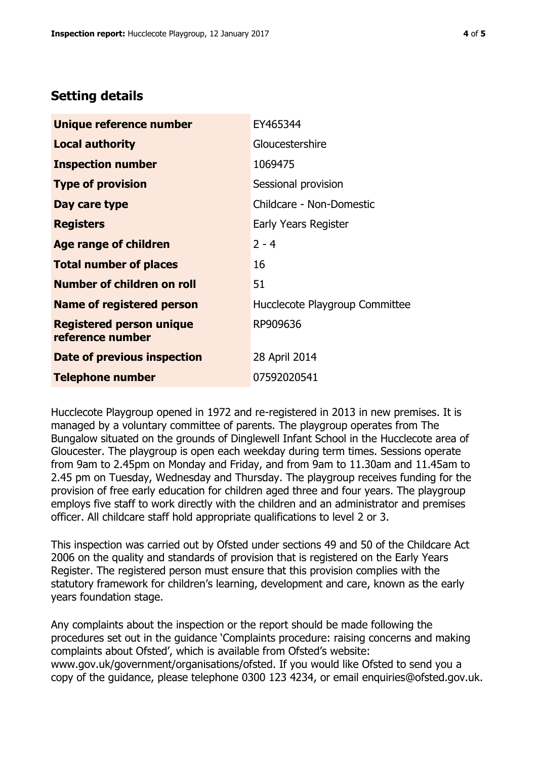## Setting details

| | |
|---|---|
| **Unique reference number** | EY465344 |
| **Local authority** | Gloucestershire |
| **Inspection number** | 1069475 |
| **Type of provision** | Sessional provision |
| **Day care type** | Childcare - Non-Domestic |
| **Registers** | Early Years Register |
| **Age range of children** | 2 - 4 |
| **Total number of places** | 16 |
| **Number of children on roll** | 51 |
| **Name of registered person** | Hucclecote Playgroup Committee |
| **Registered person unique reference number** | RP909636 |
| **Date of previous inspection** | 28 April 2014 |
| **Telephone number** | 07592020541 |

Hucclecote Playgroup opened in 1972 and re-registered in 2013 in new premises. It is managed by a voluntary committee of parents. The playgroup operates from The Bungalow situated on the grounds of Dinglewell Infant School in the Hucclecote area of Gloucester. The playgroup is open each weekday during term times. Sessions operate from 9am to 2.45pm on Monday and Friday, and from 9am to 11.30am and 11.45am to 2.45 pm on Tuesday, Wednesday and Thursday. The playgroup receives funding for the provision of free early education for children aged three and four years. The playgroup employs five staff to work directly with the children and an administrator and premises officer. All childcare staff hold appropriate qualifications to level 2 or 3.

This inspection was carried out by Ofsted under sections 49 and 50 of the Childcare Act 2006 on the quality and standards of provision that is registered on the Early Years Register. The registered person must ensure that this provision complies with the statutory framework for children's learning, development and care, known as the early years foundation stage.

Any complaints about the inspection or the report should be made following the procedures set out in the guidance 'Complaints procedure: raising concerns and making complaints about Ofsted', which is available from Ofsted's website: www.gov.uk/government/organisations/ofsted. If you would like Ofsted to send you a copy of the guidance, please telephone 0300 123 4234, or email enquiries@ofsted.gov.uk.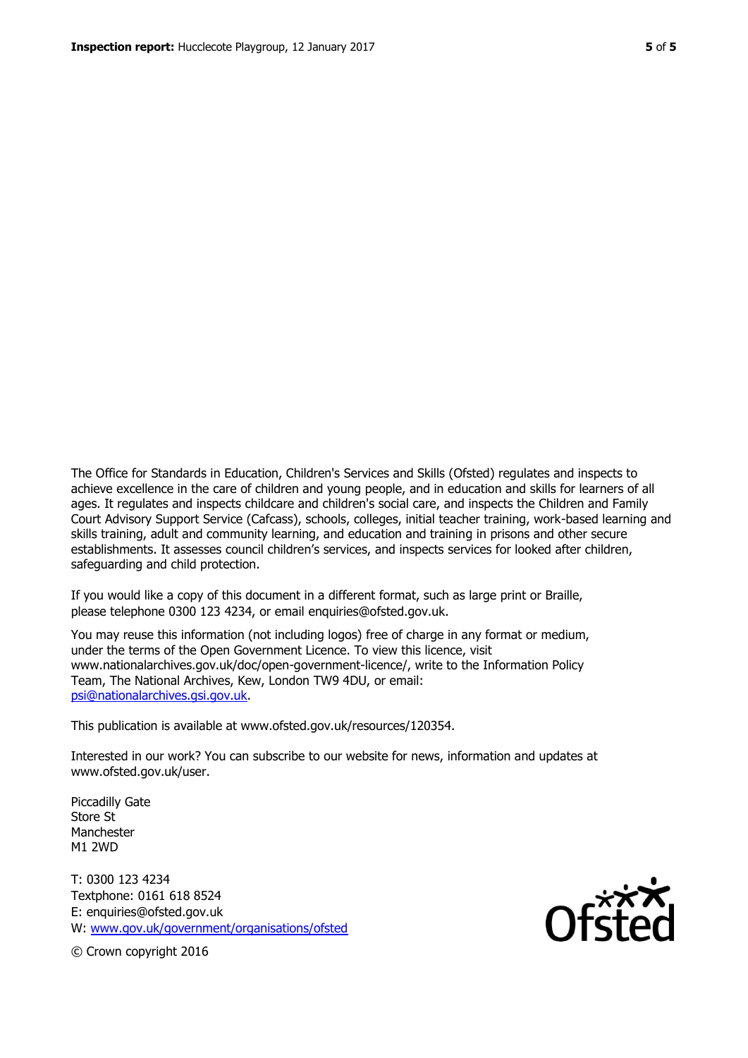The Office for Standards in Education, Children's Services and Skills (Ofsted) regulates and inspects to achieve excellence in the care of children and young people, and in education and skills for learners of all ages. It regulates and inspects childcare and children's social care, and inspects the Children and Family Court Advisory Support Service (Cafcass), schools, colleges, initial teacher training, work-based learning and skills training, adult and community learning, and education and training in prisons and other secure establishments. It assesses council children's services, and inspects services for looked after children, safeguarding and child protection.

If you would like a copy of this document in a different format, such as large print or Braille, please telephone 0300 123 4234, or email enquiries@ofsted.gov.uk.

You may reuse this information (not including logos) free of charge in any format or medium, under the terms of the Open Government Licence. To view this licence, visit www.nationalarchives.gov.uk/doc/open-government-licence/, write to the Information Policy Team, The National Archives, Kew, London TW9 4DU, or email: [psi@nationalarchives.gsi.gov.uk](mailto:psi@nationalarchives.gsi.gov.uk).

This publication is available at www.ofsted.gov.uk/resources/120354.

Interested in our work? You can subscribe to our website for news, information and updates at www.ofsted.gov.uk/user.

Piccadilly Gate
Store St
Manchester
M1 2WD

T: 0300 123 4234
Textphone: 0161 618 8524
E: enquiries@ofsted.gov.uk
W: [www.gov.uk/government/organisations/ofsted](http://www.gov.uk/government/organisations/ofsted)

© Crown copyright 2016